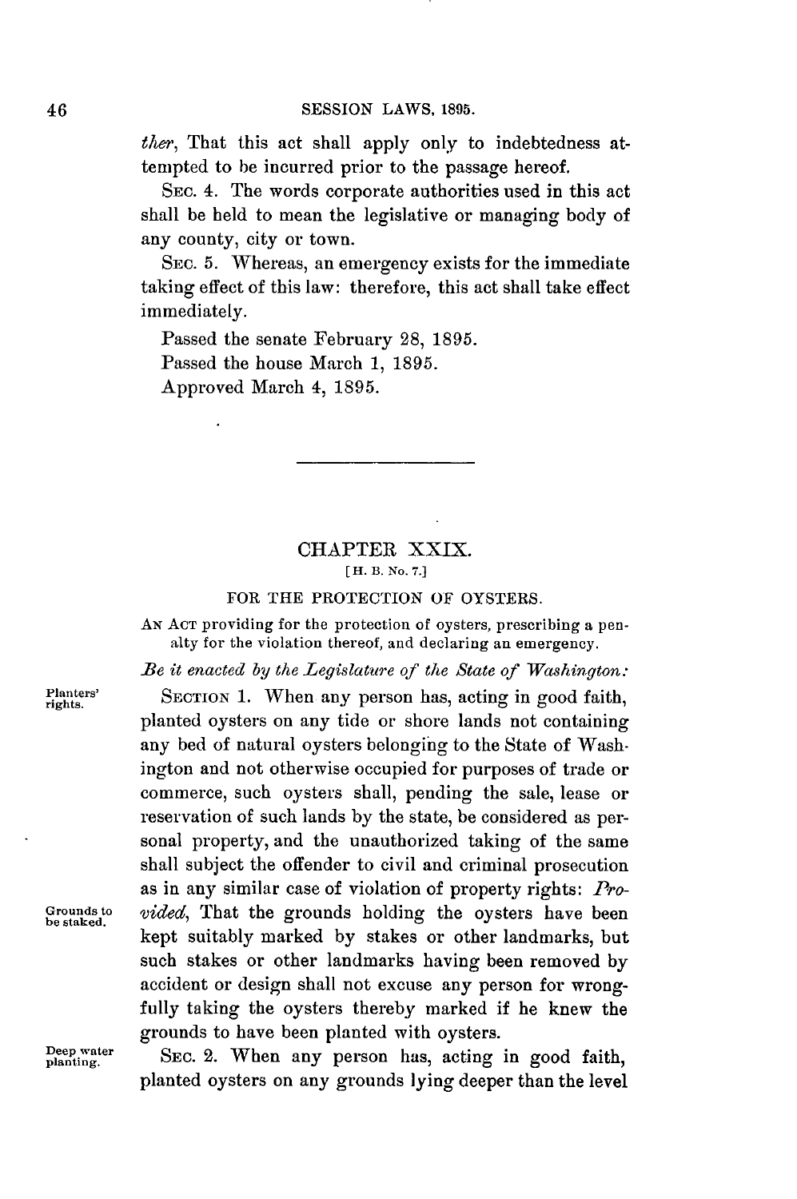*ther*, That this act shall apply only to indebtedness attempted to be incurred prior to the passage hereof.

SEC. 4. The words corporate authorities used in this act shall be held to mean the legislative or managing body of any county, city or town.

SEC. 5. Whereas, an emergency exists for the immediate taking effect of this law: therefore, this act shall take effect immediately.

Passed the senate February 28, 1895.

Passed the house March 1, 1895.

Approved March 4, 1895.

---

## CHAPTER XXIX.

[H. B. No. 7.]

### FOR THE PROTECTION OF OYSTERS.

AN ACT providing for the protection of oysters, prescribing a penalty for the violation thereof, and declaring an emergency.

*Be it enacted by the Legislature of the State of Washington:*

Planters' rights.

SECTION 1. When any person has, acting in good faith, planted oysters on any tide or shore lands not containing any bed of natural oysters belonging to the State of Washington and not otherwise occupied for purposes of trade or commerce, such oysters shall, pending the sale, lease or reservation of such lands by the state, be considered as personal property, and the unauthorized taking of the same shall subject the offender to civil and criminal prosecution as in any similar case of violation of property rights: *Provided*, That the grounds holding the oysters have been kept suitably marked by stakes or other landmarks, but such stakes or other landmarks having been removed by accident or design shall not excuse any person for wrongfully taking the oysters thereby marked if he knew the grounds to have been planted with oysters.

Grounds to be staked.

Deep water planting.

SEC. 2. When any person has, acting in good faith, planted oysters on any grounds lying deeper than the level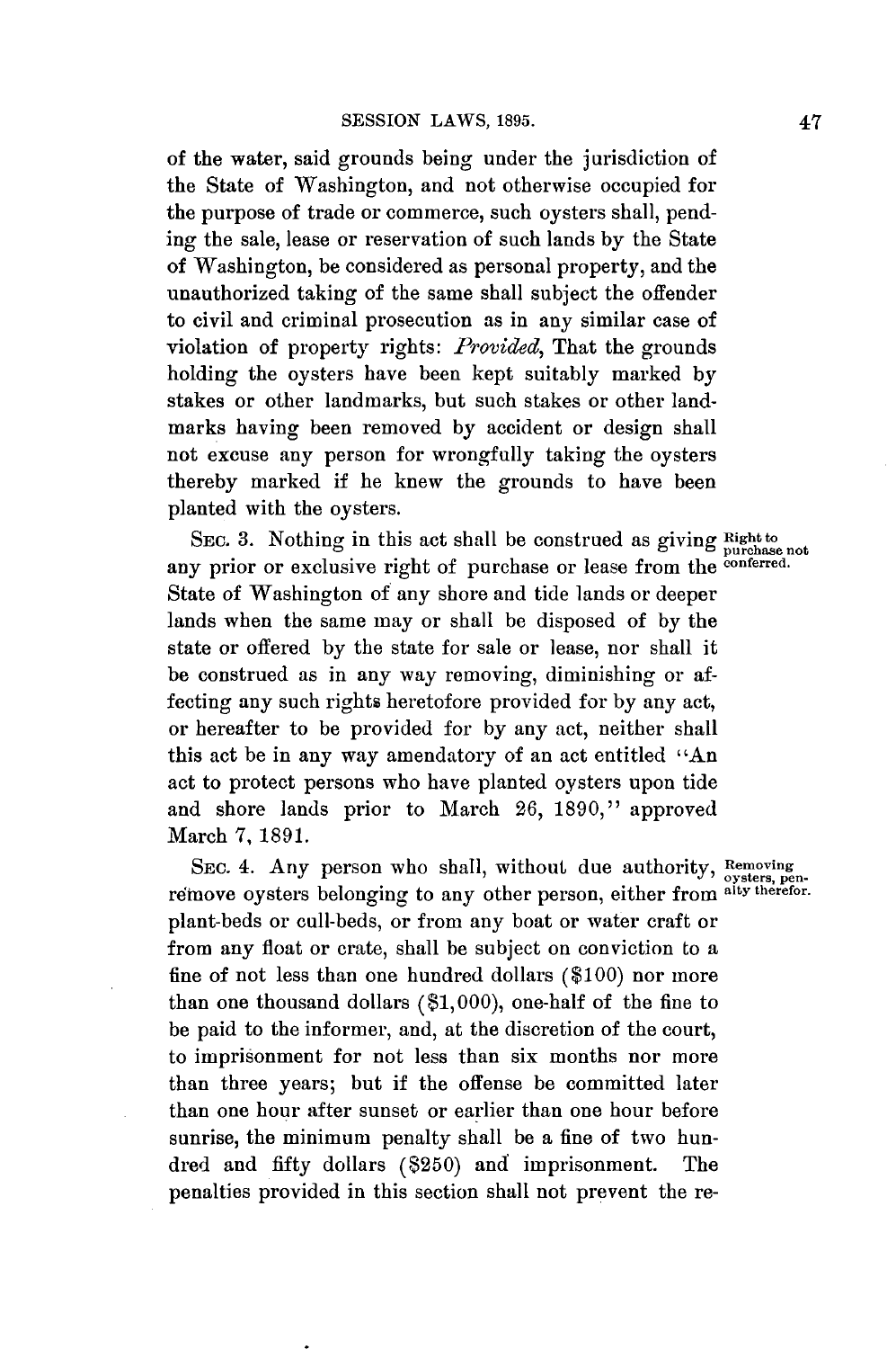of the water, said grounds being under the jurisdiction of the State of Washington, and not otherwise occupied for the purpose of trade or commerce, such oysters shall, pending the sale, lease or reservation of such lands by the State of Washington, be considered as personal property, and the unauthorized taking of the same shall subject the offender to civil and criminal prosecution as in any similar case of violation of property rights: *Provided*, That the grounds holding the oysters have been kept suitably marked by stakes or other landmarks, but such stakes or other landmarks having been removed by accident or design shall not excuse any person for wrongfully taking the oysters thereby marked if he knew the grounds to have been planted with the oysters.

**Right to purchase not conferred.**

SEC. 3. Nothing in this act shall be construed as giving any prior or exclusive right of purchase or lease from the State of Washington of any shore and tide lands or deeper lands when the same may or shall be disposed of by the state or offered by the state for sale or lease, nor shall it be construed as in any way removing, diminishing or affecting any such rights heretofore provided for by any act, or hereafter to be provided for by any act, neither shall this act be in any way amendatory of an act entitled "An act to protect persons who have planted oysters upon tide and shore lands prior to March 26, 1890," approved March 7, 1891.

**Removing oysters, penalty therefor.**

SEC. 4. Any person who shall, without due authority, remove oysters belonging to any other person, either from plant-beds or cull-beds, or from any boat or water craft or from any float or crate, shall be subject on conviction to a fine of not less than one hundred dollars ($100) nor more than one thousand dollars ($1,000), one-half of the fine to be paid to the informer, and, at the discretion of the court, to imprisonment for not less than six months nor more than three years; but if the offense be committed later than one hour after sunset or earlier than one hour before sunrise, the minimum penalty shall be a fine of two hundred and fifty dollars ($250) and imprisonment. The penalties provided in this section shall not prevent the re-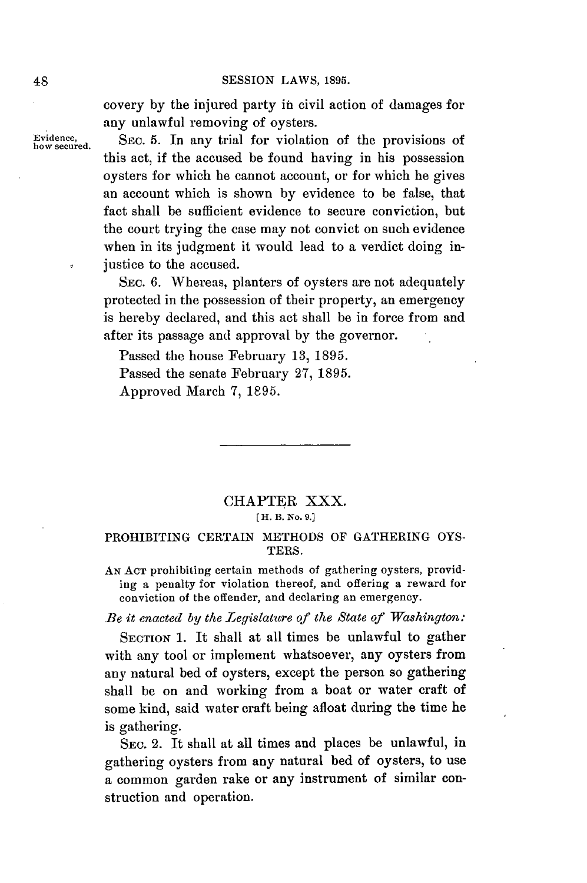covery by the injured party in civil action of damages for any unlawful removing of oysters.

Evidence, how secured.

SEC. 5. In any trial for violation of the provisions of this act, if the accused be found having in his possession oysters for which he cannot account, or for which he gives an account which is shown by evidence to be false, that fact shall be sufficient evidence to secure conviction, but the court trying the case may not convict on such evidence when in its judgment it would lead to a verdict doing injustice to the accused.

SEC. 6. Whereas, planters of oysters are not adequately protected in the possession of their property, an emergency is hereby declared, and this act shall be in force from and after its passage and approval by the governor.

Passed the house February 13, 1895.

Passed the senate February 27, 1895.

Approved March 7, 1895.

---

## CHAPTER XXX.

[H. B. No. 9.]

### PROHIBITING CERTAIN METHODS OF GATHERING OYSTERS.

AN ACT prohibiting certain methods of gathering oysters, providing a penalty for violation thereof, and offering a reward for conviction of the offender, and declaring an emergency.

*Be it enacted by the Legislature of the State of Washington:*

SECTION 1. It shall at all times be unlawful to gather with any tool or implement whatsoever, any oysters from any natural bed of oysters, except the person so gathering shall be on and working from a boat or water craft of some kind, said water craft being afloat during the time he is gathering.

SEC. 2. It shall at all times and places be unlawful, in gathering oysters from any natural bed of oysters, to use a common garden rake or any instrument of similar construction and operation.